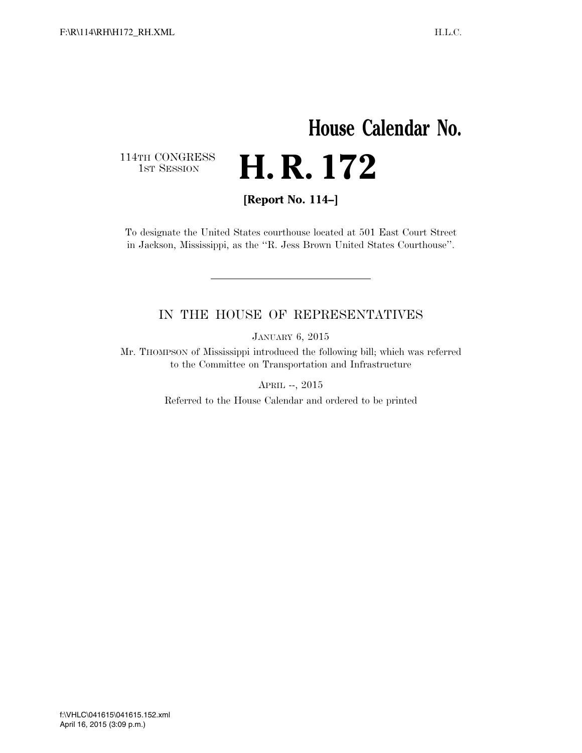# House Calendar No.

114TH CONGRESS
1ST SESSION

# H. R. 172

**[Report No. 114–]**

To designate the United States courthouse located at 501 East Court Street in Jackson, Mississippi, as the "R. Jess Brown United States Courthouse".

---

## IN THE HOUSE OF REPRESENTATIVES

JANUARY 6, 2015

Mr. THOMPSON of Mississippi introduced the following bill; which was referred to the Committee on Transportation and Infrastructure

APRIL --, 2015

Referred to the House Calendar and ordered to be printed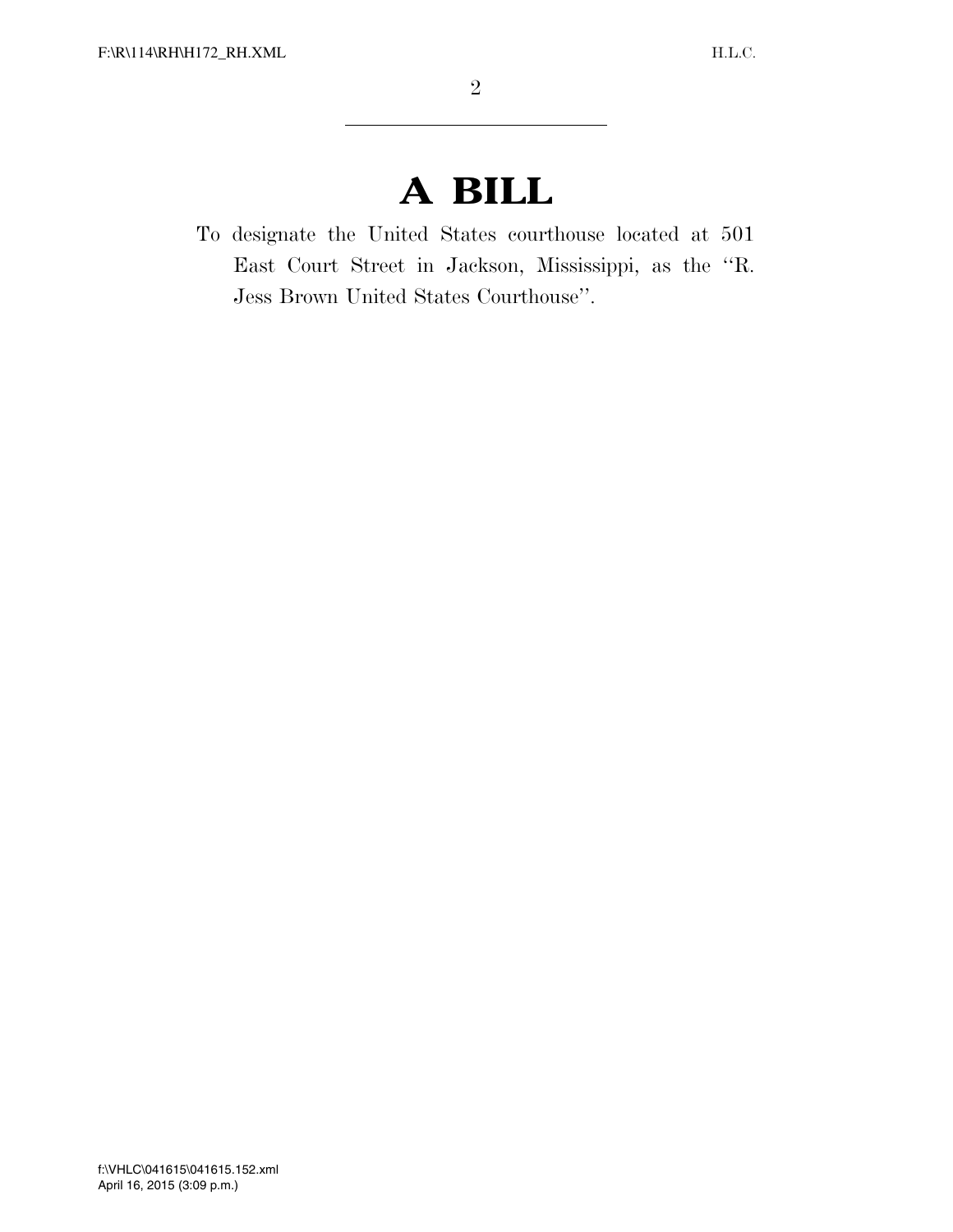# A BILL

To designate the United States courthouse located at 501 East Court Street in Jackson, Mississippi, as the "R. Jess Brown United States Courthouse".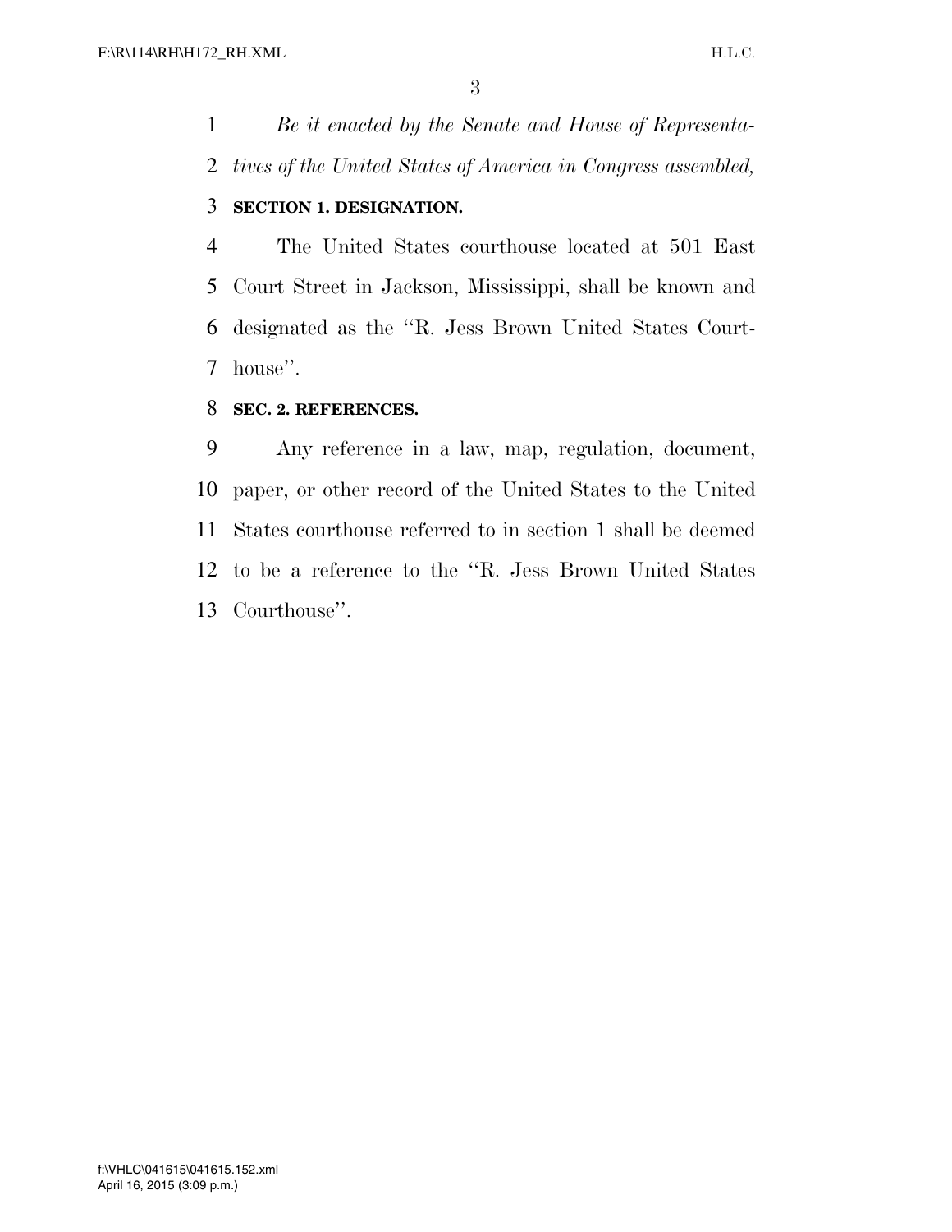*Be it enacted by the Senate and House of Representatives of the United States of America in Congress assembled,*

**SECTION 1. DESIGNATION.**

The United States courthouse located at 501 East Court Street in Jackson, Mississippi, shall be known and designated as the "R. Jess Brown United States Courthouse".

**SEC. 2. REFERENCES.**

Any reference in a law, map, regulation, document, paper, or other record of the United States to the United States courthouse referred to in section 1 shall be deemed to be a reference to the "R. Jess Brown United States Courthouse".